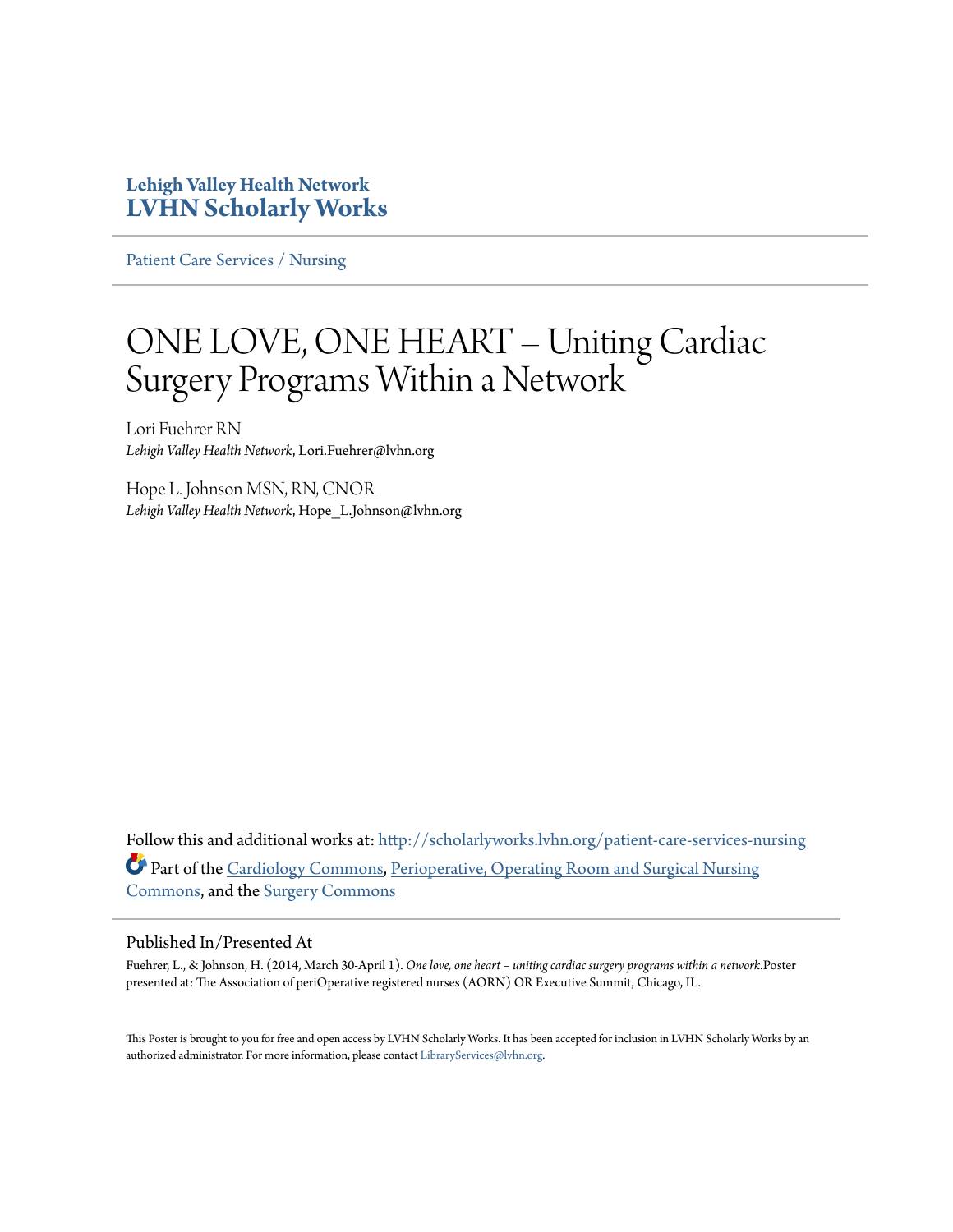**Lehigh Valley Health Network**
**LVHN Scholarly Works**

Patient Care Services / Nursing

# ONE LOVE, ONE HEART – Uniting Cardiac Surgery Programs Within a Network

Lori Fuehrer RN
*Lehigh Valley Health Network*, Lori.Fuehrer@lvhn.org

Hope L. Johnson MSN, RN, CNOR
*Lehigh Valley Health Network*, Hope_L.Johnson@lvhn.org

Follow this and additional works at: http://scholarlyworks.lvhn.org/patient-care-services-nursing

Part of the Cardiology Commons, Perioperative, Operating Room and Surgical Nursing Commons, and the Surgery Commons

## Published In/Presented At

Fuehrer, L., & Johnson, H. (2014, March 30-April 1). *One love, one heart – uniting cardiac surgery programs within a network.* Poster presented at: The Association of periOperative registered nurses (AORN) OR Executive Summit, Chicago, IL.

This Poster is brought to you for free and open access by LVHN Scholarly Works. It has been accepted for inclusion in LVHN Scholarly Works by an authorized administrator. For more information, please contact LibraryServices@lvhn.org.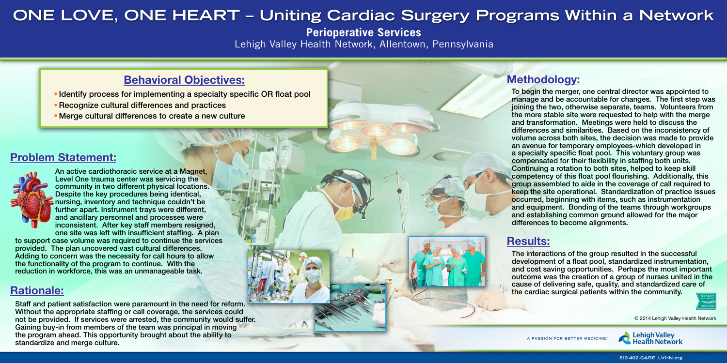# ONE LOVE, ONE HEART – Uniting Cardiac Surgery Programs Within a Network

**Perioperative Services**

Lehigh Valley Health Network, Allentown, Pennsylvania

## Behavioral Objectives:

- Identify process for implementing a specialty specific OR float pool
- Recognize cultural differences and practices
- Merge cultural differences to create a new culture

## Problem Statement:

An active cardiothoracic service at a Magnet, Level One trauma center was servicing the community in two different physical locations. Despite the key procedures being identical, nursing, inventory and technique couldn't be further apart. Instrument trays were different, and ancillary personnel and processes were inconsistent. After key staff members resigned, one site was left with insufficient staffing. A plan to support case volume was required to continue the services provided. The plan uncovered vast cultural differences. Adding to concern was the necessity for call hours to allow the functionality of the program to continue. With the reduction in workforce, this was an unmanageable task.

## Rationale:

Staff and patient satisfaction were paramount in the need for reform. Without the appropriate staffing or call coverage, the services could not be provided. If services were arrested, the community would suffer. Gaining buy-in from members of the team was principal in moving the program ahead. This opportunity brought about the ability to standardize and merge culture.

## Methodology:

To begin the merger, one central director was appointed to manage and be accountable for changes. The first step was joining the two, otherwise separate, teams. Volunteers from the more stable site were requested to help with the merge and transformation. Meetings were held to discuss the differences and similarities. Based on the inconsistency of volume across both sites, the decision was made to provide an avenue for temporary employees-which developed in a specialty specific float pool. This voluntary group was compensated for their flexibility in staffing both units. Continuing a rotation to both sites, helped to keep skill competency of this float pool flourishing. Additionally, this group assembled to aide in the coverage of call required to keep the site operational. Standardization of practice issues occurred, beginning with items, such as instrumentation and equipment. Bonding of the teams through workgroups and establishing common ground allowed for the major differences to become alignments.

## Results:

The interactions of the group resulted in the successful development of a float pool, standardized instrumentation, and cost saving opportunities. Perhaps the most important outcome was the creation of a group of nurses united in the cause of delivering safe, quality, and standardized care of the cardiac surgical patients within the community.

© 2014 Lehigh Valley Health Network

A PASSION FOR BETTER MEDICINE.™ Lehigh Valley Health Network

610-402-CARE LVHN.org